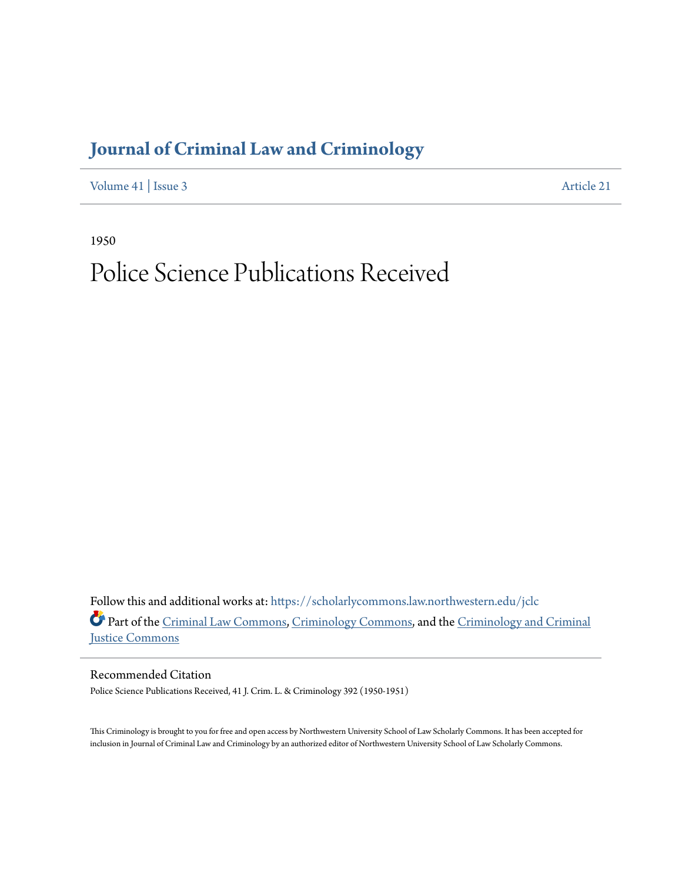# Journal of Criminal Law and Criminology

Volume 41 | Issue 3 Article 21

1950

# Police Science Publications Received

Follow this and additional works at: https://scholarlycommons.law.northwestern.edu/jclc

Part of the Criminal Law Commons, Criminology Commons, and the Criminology and Criminal Justice Commons

## Recommended Citation

Police Science Publications Received, 41 J. Crim. L. & Criminology 392 (1950-1951)

This Criminology is brought to you for free and open access by Northwestern University School of Law Scholarly Commons. It has been accepted for inclusion in Journal of Criminal Law and Criminology by an authorized editor of Northwestern University School of Law Scholarly Commons.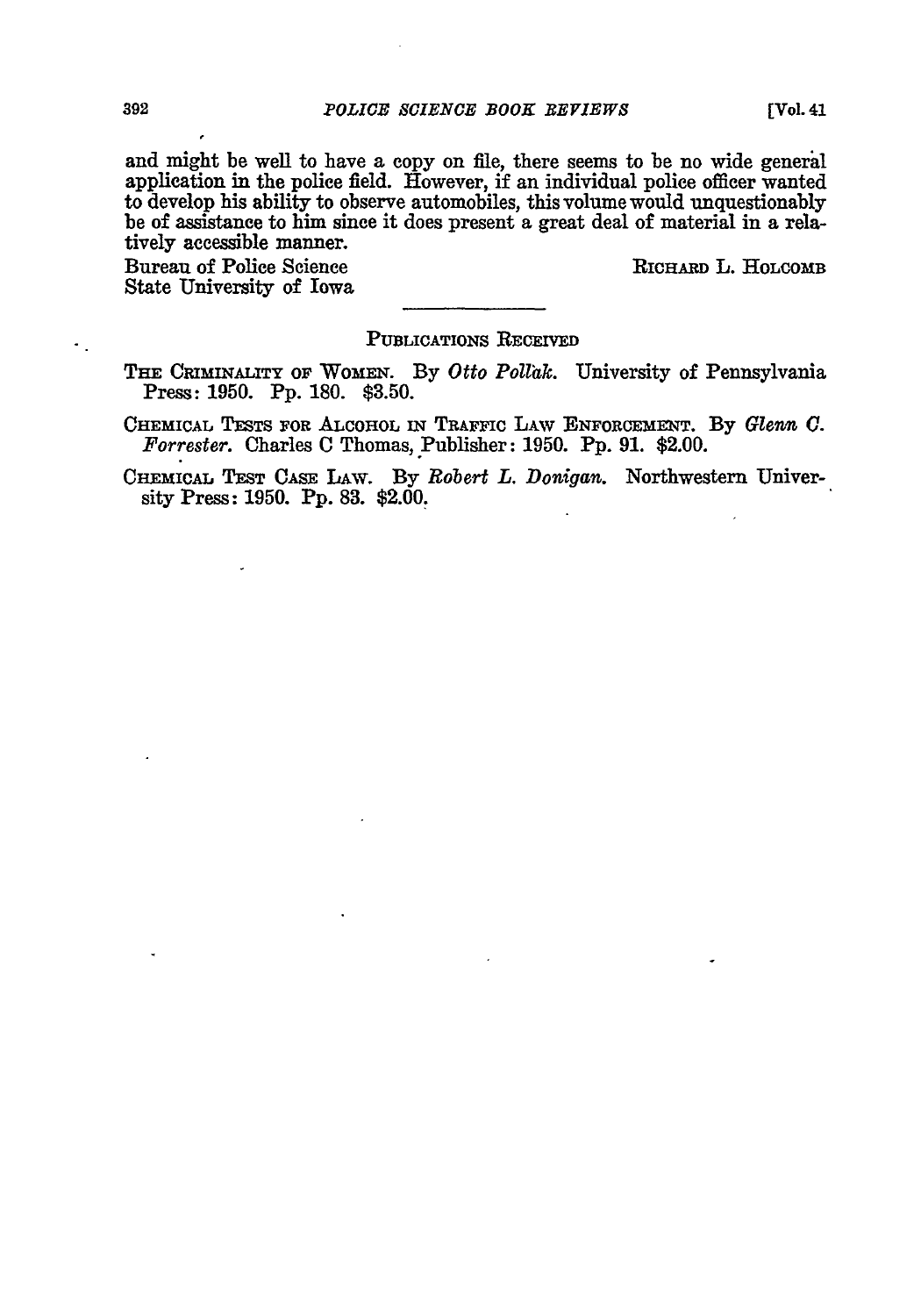and might be well to have a copy on file, there seems to be no wide general application in the police field. However, if an individual police officer wanted to develop his ability to observe automobiles, this volume would unquestionably be of assistance to him since it does present a great deal of material in a relatively accessible manner.

Bureau of Police Science
State University of Iowa

RICHARD L. HOLCOMB

---

## PUBLICATIONS RECEIVED

THE CRIMINALITY OF WOMEN. By *Otto Pollak.* University of Pennsylvania Press: 1950. Pp. 180. $3.50.

CHEMICAL TESTS FOR ALCOHOL IN TRAFFIC LAW ENFORCEMENT. By *Glenn C. Forrester.* Charles C Thomas, Publisher: 1950. Pp. 91. $2.00.

CHEMICAL TEST CASE LAW. By *Robert L. Donigan.* Northwestern University Press: 1950. Pp. 83. $2.00.